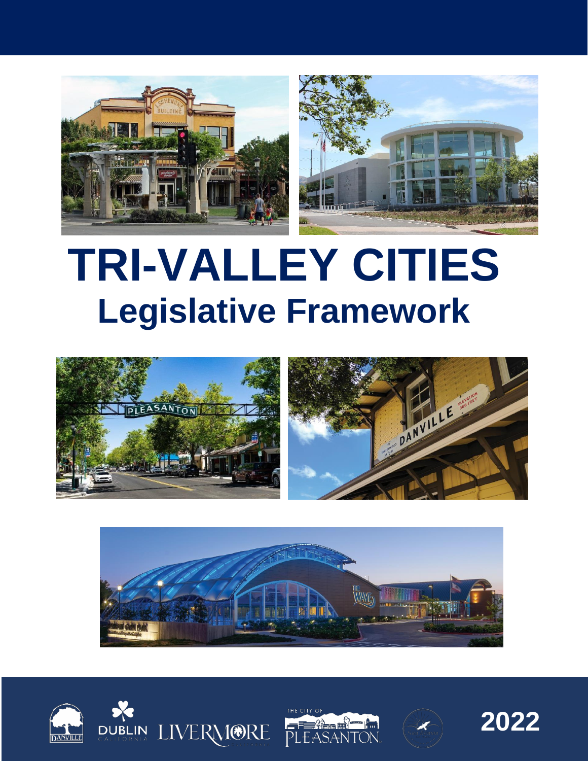# TRI-VALLEY CITIES

## Legislative Framework

2022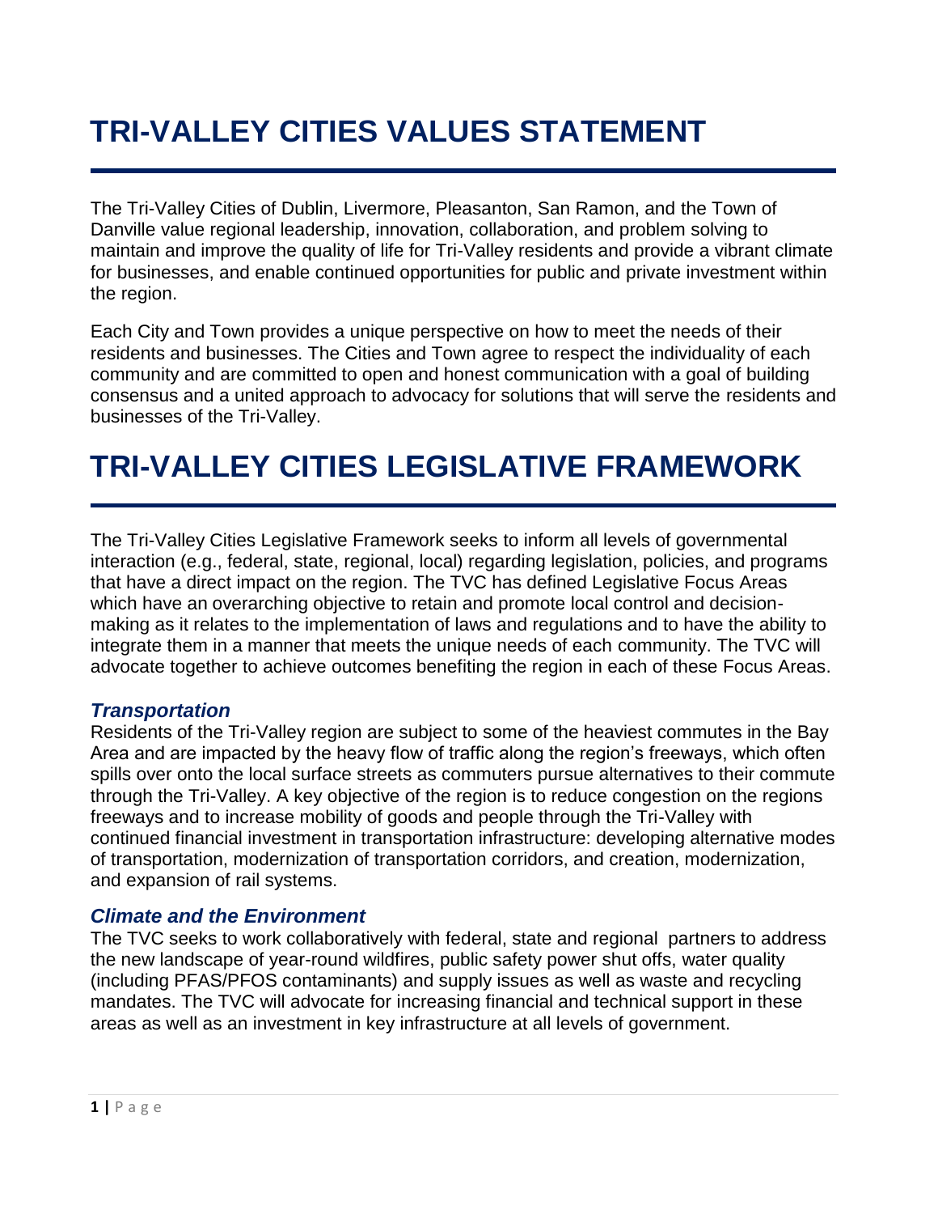# TRI-VALLEY CITIES VALUES STATEMENT

The Tri-Valley Cities of Dublin, Livermore, Pleasanton, San Ramon, and the Town of Danville value regional leadership, innovation, collaboration, and problem solving to maintain and improve the quality of life for Tri-Valley residents and provide a vibrant climate for businesses, and enable continued opportunities for public and private investment within the region.

Each City and Town provides a unique perspective on how to meet the needs of their residents and businesses. The Cities and Town agree to respect the individuality of each community and are committed to open and honest communication with a goal of building consensus and a united approach to advocacy for solutions that will serve the residents and businesses of the Tri-Valley.

# TRI-VALLEY CITIES LEGISLATIVE FRAMEWORK

The Tri-Valley Cities Legislative Framework seeks to inform all levels of governmental interaction (e.g., federal, state, regional, local) regarding legislation, policies, and programs that have a direct impact on the region. The TVC has defined Legislative Focus Areas which have an overarching objective to retain and promote local control and decision-making as it relates to the implementation of laws and regulations and to have the ability to integrate them in a manner that meets the unique needs of each community. The TVC will advocate together to achieve outcomes benefiting the region in each of these Focus Areas.

### *Transportation*

Residents of the Tri-Valley region are subject to some of the heaviest commutes in the Bay Area and are impacted by the heavy flow of traffic along the region's freeways, which often spills over onto the local surface streets as commuters pursue alternatives to their commute through the Tri-Valley. A key objective of the region is to reduce congestion on the regions freeways and to increase mobility of goods and people through the Tri-Valley with continued financial investment in transportation infrastructure: developing alternative modes of transportation, modernization of transportation corridors, and creation, modernization, and expansion of rail systems.

### *Climate and the Environment*

The TVC seeks to work collaboratively with federal, state and regional partners to address the new landscape of year-round wildfires, public safety power shut offs, water quality (including PFAS/PFOS contaminants) and supply issues as well as waste and recycling mandates. The TVC will advocate for increasing financial and technical support in these areas as well as an investment in key infrastructure at all levels of government.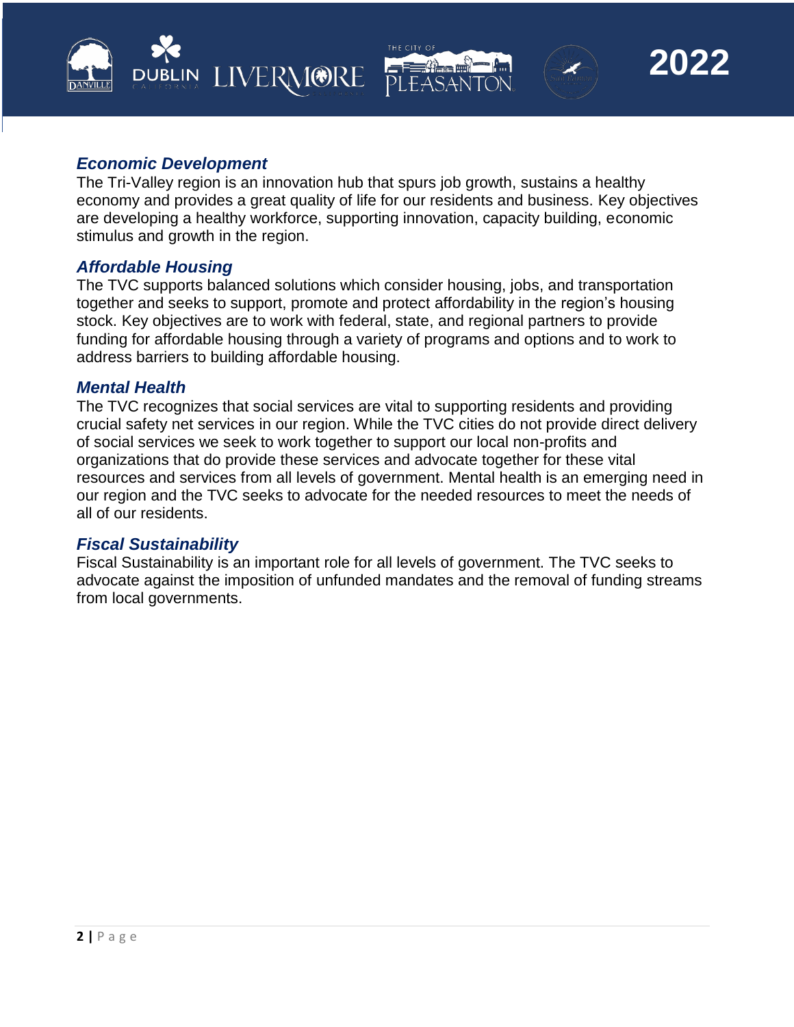### *Economic Development*

The Tri-Valley region is an innovation hub that spurs job growth, sustains a healthy economy and provides a great quality of life for our residents and business. Key objectives are developing a healthy workforce, supporting innovation, capacity building, economic stimulus and growth in the region.

### *Affordable Housing*

The TVC supports balanced solutions which consider housing, jobs, and transportation together and seeks to support, promote and protect affordability in the region's housing stock. Key objectives are to work with federal, state, and regional partners to provide funding for affordable housing through a variety of programs and options and to work to address barriers to building affordable housing.

### *Mental Health*

The TVC recognizes that social services are vital to supporting residents and providing crucial safety net services in our region. While the TVC cities do not provide direct delivery of social services we seek to work together to support our local non-profits and organizations that do provide these services and advocate together for these vital resources and services from all levels of government. Mental health is an emerging need in our region and the TVC seeks to advocate for the needed resources to meet the needs of all of our residents.

### *Fiscal Sustainability*

Fiscal Sustainability is an important role for all levels of government. The TVC seeks to advocate against the imposition of unfunded mandates and the removal of funding streams from local governments.